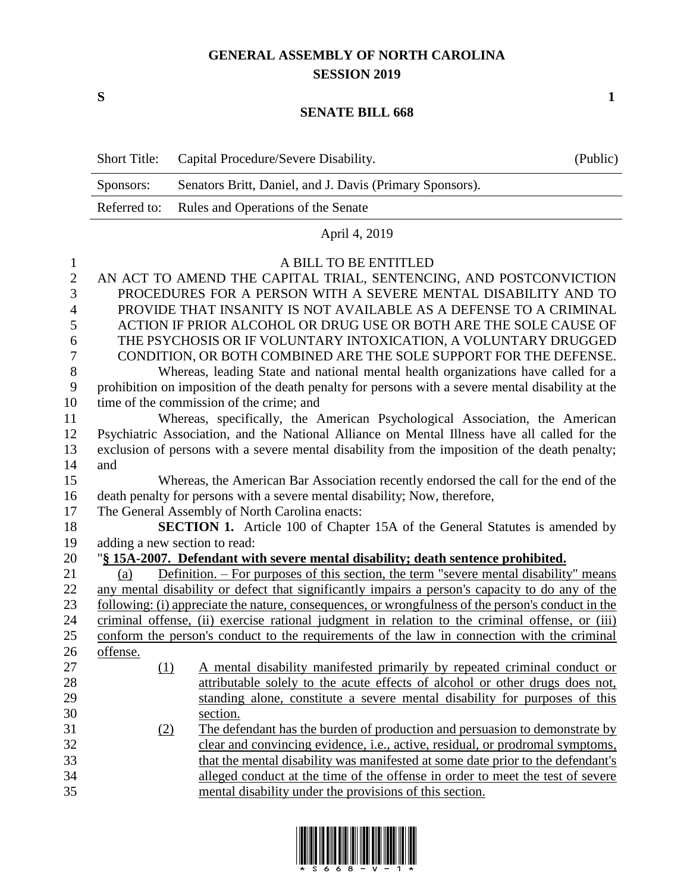# GENERAL ASSEMBLY OF NORTH CAROLINA
## SESSION 2019

**S** **1**

## SENATE BILL 668

| Short Title: | Capital Procedure/Severe Disability. | (Public) |
|---|---|---|
| Sponsors: | Senators Britt, Daniel, and J. Davis (Primary Sponsors). | |
| Referred to: | Rules and Operations of the Senate | |

April 4, 2019

A BILL TO BE ENTITLED

AN ACT TO AMEND THE CAPITAL TRIAL, SENTENCING, AND POSTCONVICTION PROCEDURES FOR A PERSON WITH A SEVERE MENTAL DISABILITY AND TO PROVIDE THAT INSANITY IS NOT AVAILABLE AS A DEFENSE TO A CRIMINAL ACTION IF PRIOR ALCOHOL OR DRUG USE OR BOTH ARE THE SOLE CAUSE OF THE PSYCHOSIS OR IF VOLUNTARY INTOXICATION, A VOLUNTARY DRUGGED CONDITION, OR BOTH COMBINED ARE THE SOLE SUPPORT FOR THE DEFENSE.

Whereas, leading State and national mental health organizations have called for a prohibition on imposition of the death penalty for persons with a severe mental disability at the time of the commission of the crime; and

Whereas, specifically, the American Psychological Association, the American Psychiatric Association, and the National Alliance on Mental Illness have all called for the exclusion of persons with a severe mental disability from the imposition of the death penalty; and

Whereas, the American Bar Association recently endorsed the call for the end of the death penalty for persons with a severe mental disability; Now, therefore,

The General Assembly of North Carolina enacts:

**SECTION 1.** Article 100 of Chapter 15A of the General Statutes is amended by adding a new section to read:

"**§ 15A-2007. Defendant with severe mental disability; death sentence prohibited.**

(a) Definition. – For purposes of this section, the term "severe mental disability" means any mental disability or defect that significantly impairs a person's capacity to do any of the following: (i) appreciate the nature, consequences, or wrongfulness of the person's conduct in the criminal offense, (ii) exercise rational judgment in relation to the criminal offense, or (iii) conform the person's conduct to the requirements of the law in connection with the criminal offense.

(1) A mental disability manifested primarily by repeated criminal conduct or attributable solely to the acute effects of alcohol or other drugs does not, standing alone, constitute a severe mental disability for purposes of this section.

(2) The defendant has the burden of production and persuasion to demonstrate by clear and convincing evidence, i.e., active, residual, or prodromal symptoms, that the mental disability was manifested at some date prior to the defendant's alleged conduct at the time of the offense in order to meet the test of severe mental disability under the provisions of this section.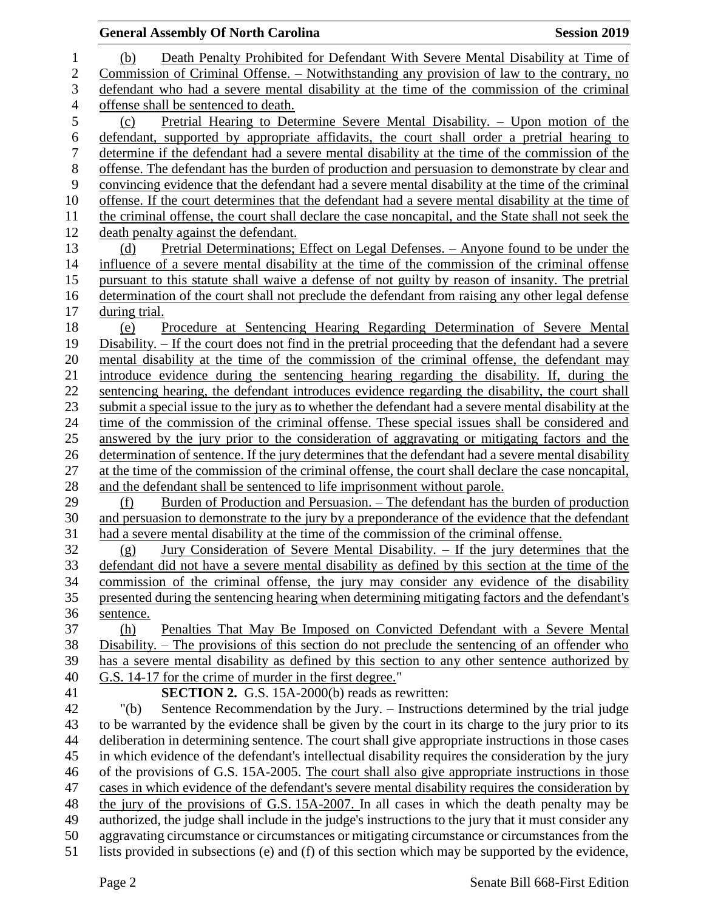(b) Death Penalty Prohibited for Defendant With Severe Mental Disability at Time of Commission of Criminal Offense. – Notwithstanding any provision of law to the contrary, no defendant who had a severe mental disability at the time of the commission of the criminal offense shall be sentenced to death.

(c) Pretrial Hearing to Determine Severe Mental Disability. – Upon motion of the defendant, supported by appropriate affidavits, the court shall order a pretrial hearing to determine if the defendant had a severe mental disability at the time of the commission of the offense. The defendant has the burden of production and persuasion to demonstrate by clear and convincing evidence that the defendant had a severe mental disability at the time of the criminal offense. If the court determines that the defendant had a severe mental disability at the time of the criminal offense, the court shall declare the case noncapital, and the State shall not seek the death penalty against the defendant.

(d) Pretrial Determinations; Effect on Legal Defenses. – Anyone found to be under the influence of a severe mental disability at the time of the commission of the criminal offense pursuant to this statute shall waive a defense of not guilty by reason of insanity. The pretrial determination of the court shall not preclude the defendant from raising any other legal defense during trial.

(e) Procedure at Sentencing Hearing Regarding Determination of Severe Mental Disability. – If the court does not find in the pretrial proceeding that the defendant had a severe mental disability at the time of the commission of the criminal offense, the defendant may introduce evidence during the sentencing hearing regarding the disability. If, during the sentencing hearing, the defendant introduces evidence regarding the disability, the court shall submit a special issue to the jury as to whether the defendant had a severe mental disability at the time of the commission of the criminal offense. These special issues shall be considered and answered by the jury prior to the consideration of aggravating or mitigating factors and the determination of sentence. If the jury determines that the defendant had a severe mental disability at the time of the commission of the criminal offense, the court shall declare the case noncapital, and the defendant shall be sentenced to life imprisonment without parole.

(f) Burden of Production and Persuasion. – The defendant has the burden of production and persuasion to demonstrate to the jury by a preponderance of the evidence that the defendant had a severe mental disability at the time of the commission of the criminal offense.

(g) Jury Consideration of Severe Mental Disability. – If the jury determines that the defendant did not have a severe mental disability as defined by this section at the time of the commission of the criminal offense, the jury may consider any evidence of the disability presented during the sentencing hearing when determining mitigating factors and the defendant's sentence.

(h) Penalties That May Be Imposed on Convicted Defendant with a Severe Mental Disability. – The provisions of this section do not preclude the sentencing of an offender who has a severe mental disability as defined by this section to any other sentence authorized by G.S. 14-17 for the crime of murder in the first degree."

**SECTION 2.** G.S. 15A-2000(b) reads as rewritten:

"(b) Sentence Recommendation by the Jury. – Instructions determined by the trial judge to be warranted by the evidence shall be given by the court in its charge to the jury prior to its deliberation in determining sentence. The court shall give appropriate instructions in those cases in which evidence of the defendant's intellectual disability requires the consideration by the jury of the provisions of G.S. 15A-2005. The court shall also give appropriate instructions in those cases in which evidence of the defendant's severe mental disability requires the consideration by the jury of the provisions of G.S. 15A-2007. In all cases in which the death penalty may be authorized, the judge shall include in the judge's instructions to the jury that it must consider any aggravating circumstance or circumstances or mitigating circumstance or circumstances from the lists provided in subsections (e) and (f) of this section which may be supported by the evidence,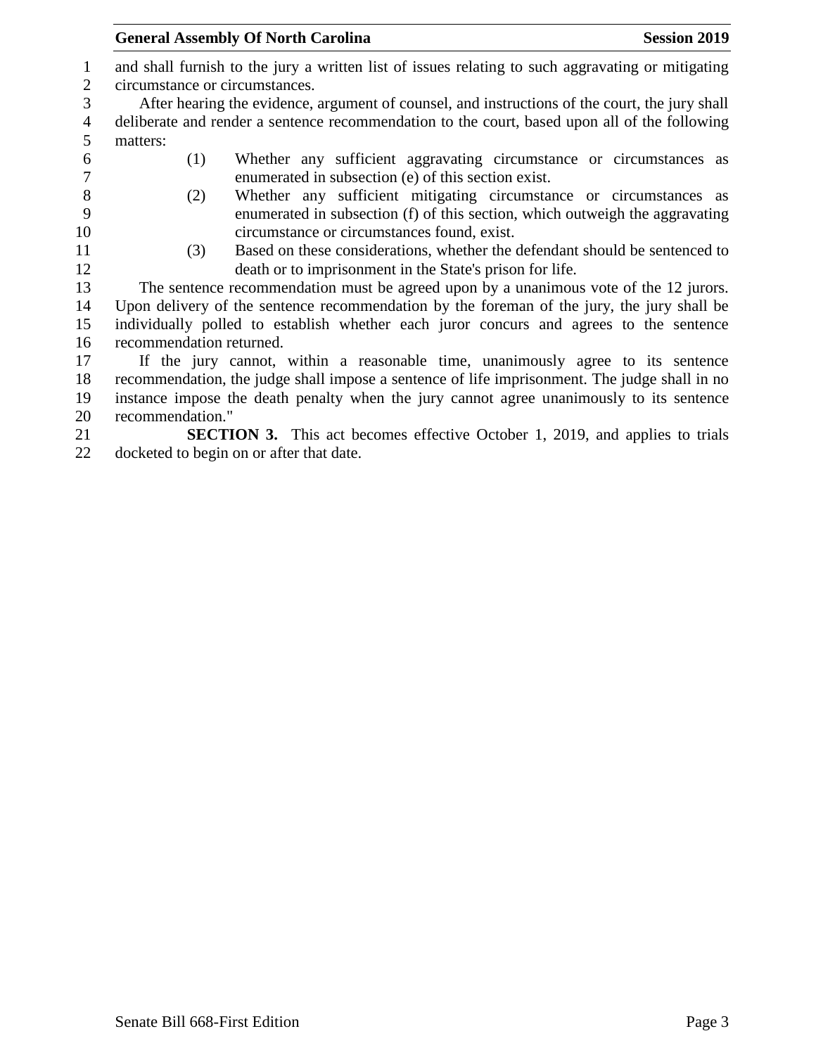and shall furnish to the jury a written list of issues relating to such aggravating or mitigating circumstance or circumstances.

After hearing the evidence, argument of counsel, and instructions of the court, the jury shall deliberate and render a sentence recommendation to the court, based upon all of the following matters:

(1) Whether any sufficient aggravating circumstance or circumstances as enumerated in subsection (e) of this section exist.

(2) Whether any sufficient mitigating circumstance or circumstances as enumerated in subsection (f) of this section, which outweigh the aggravating circumstance or circumstances found, exist.

(3) Based on these considerations, whether the defendant should be sentenced to death or to imprisonment in the State's prison for life.

The sentence recommendation must be agreed upon by a unanimous vote of the 12 jurors. Upon delivery of the sentence recommendation by the foreman of the jury, the jury shall be individually polled to establish whether each juror concurs and agrees to the sentence recommendation returned.

If the jury cannot, within a reasonable time, unanimously agree to its sentence recommendation, the judge shall impose a sentence of life imprisonment. The judge shall in no instance impose the death penalty when the jury cannot agree unanimously to its sentence recommendation."

**SECTION 3.** This act becomes effective October 1, 2019, and applies to trials docketed to begin on or after that date.